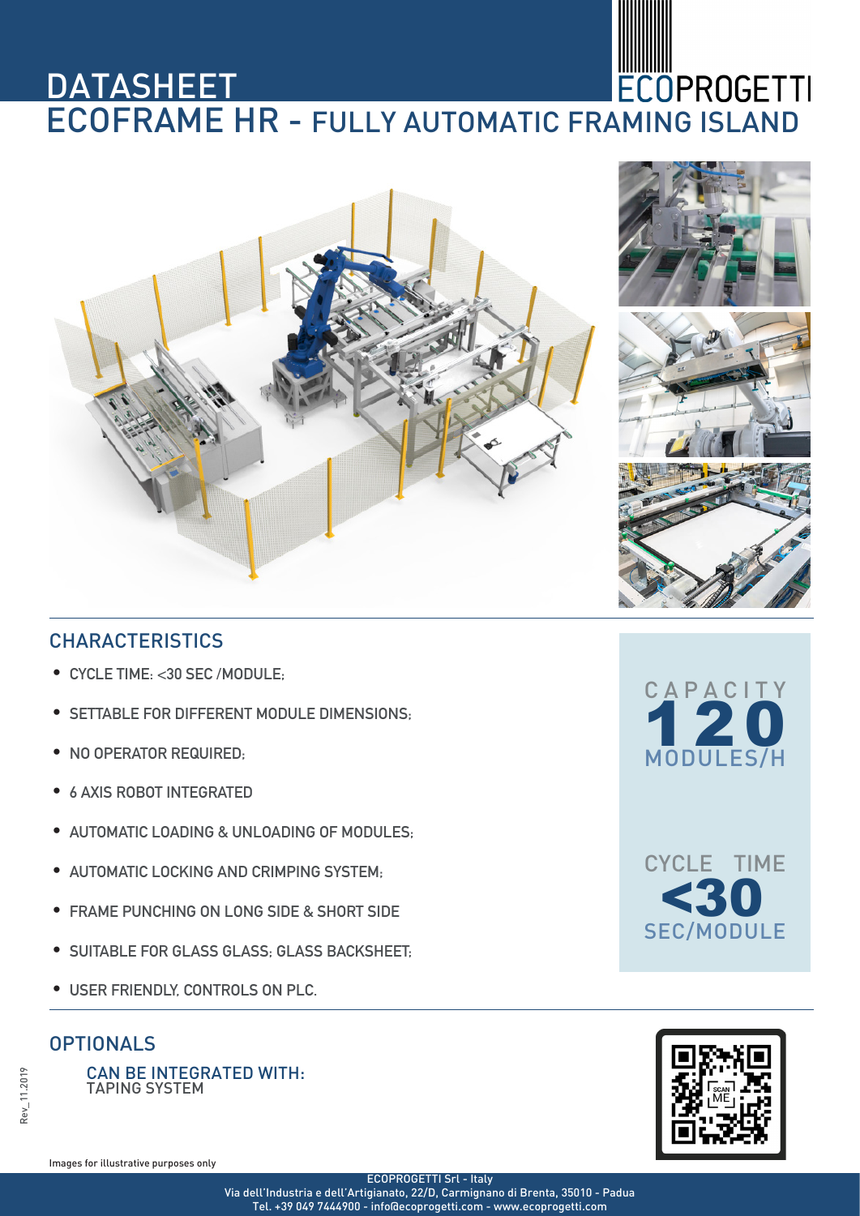# DATASHEET

ECOPROGETTI

# ECOFRAME HR - FULLY AUTOMATIC FRAMING ISLAND

## CHARACTERISTICS

- CYCLE TIME: <30 SEC /MODULE;
- SETTABLE FOR DIFFERENT MODULE DIMENSIONS;
- NO OPERATOR REQUIRED;
- 6 AXIS ROBOT INTEGRATED
- AUTOMATIC LOADING & UNLOADING OF MODULES;
- AUTOMATIC LOCKING AND CRIMPING SYSTEM;
- FRAME PUNCHING ON LONG SIDE & SHORT SIDE
- SUITABLE FOR GLASS GLASS; GLASS BACKSHEET;
- USER FRIENDLY, CONTROLS ON PLC.

CAPACITY
**120**
MODULES/H

CYCLE TIME
**<30**
SEC/MODULE

## OPTIONALS

CAN BE INTEGRATED WITH:
TAPING SYSTEM

SCAN ME

Rev_11.2019

Images for illustrative purposes only

ECOPROGETTI Srl - Italy
Via dell'Industria e dell'Artigianato, 22/D, Carmignano di Brenta, 35010 - Padua
Tel. +39 049 7444900 - info@ecoprogetti.com - www.ecoprogetti.com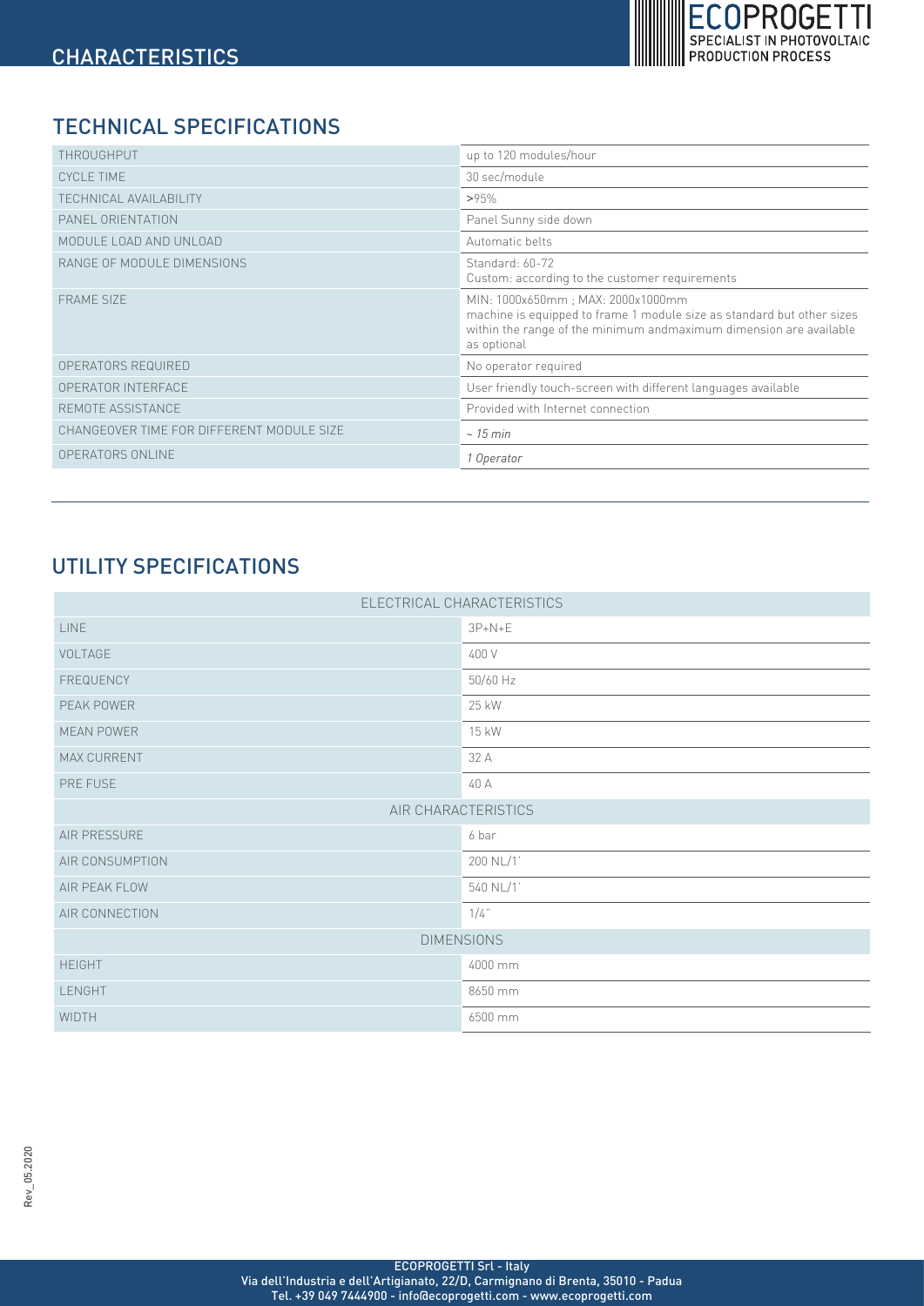## CHARACTERISTICS

## TECHNICAL SPECIFICATIONS

| | |
|---|---|
| THROUGHPUT | up to 120 modules/hour |
| CYCLE TIME | 30 sec/module |
| TECHNICAL AVAILABILITY | >95% |
| PANEL ORIENTATION | Panel Sunny side down |
| MODULE LOAD AND UNLOAD | Automatic belts |
| RANGE OF MODULE DIMENSIONS | Standard: 60-72<br>Custom: according to the customer requirements |
| FRAME SIZE | MIN: 1000x650mm ; MAX: 2000x1000mm<br>machine is equipped to frame 1 module size as standard but other sizes within the range of the minimum andmaximum dimension are available as optional |
| OPERATORS REQUIRED | No operator required |
| OPERATOR INTERFACE | User friendly touch-screen with different languages available |
| REMOTE ASSISTANCE | Provided with Internet connection |
| CHANGEOVER TIME FOR DIFFERENT MODULE SIZE | *~ 15 min* |
| OPERATORS ONLINE | *1 Operator* |

## UTILITY SPECIFICATIONS

| ELECTRICAL CHARACTERISTICS | |
|---|---|
| LINE | 3P+N+E |
| VOLTAGE | 400 V |
| FREQUENCY | 50/60 Hz |
| PEAK POWER | 25 kW |
| MEAN POWER | 15 kW |
| MAX CURRENT | 32 A |
| PRE FUSE | 40 A |
| **AIR CHARACTERISTICS** | |
| AIR PRESSURE | 6 bar |
| AIR CONSUMPTION | 200 NL/1' |
| AIR PEAK FLOW | 540 NL/1' |
| AIR CONNECTION | 1/4" |
| **DIMENSIONS** | |
| HEIGHT | 4000 mm |
| LENGHT | 8650 mm |
| WIDTH | 6500 mm |

Rev_05.2020

ECOPROGETTI Srl - Italy
Via dell'Industria e dell'Artigianato, 22/D, Carmignano di Brenta, 35010 - Padua
Tel. +39 049 7444900 - info@ecoprogetti.com - www.ecoprogetti.com